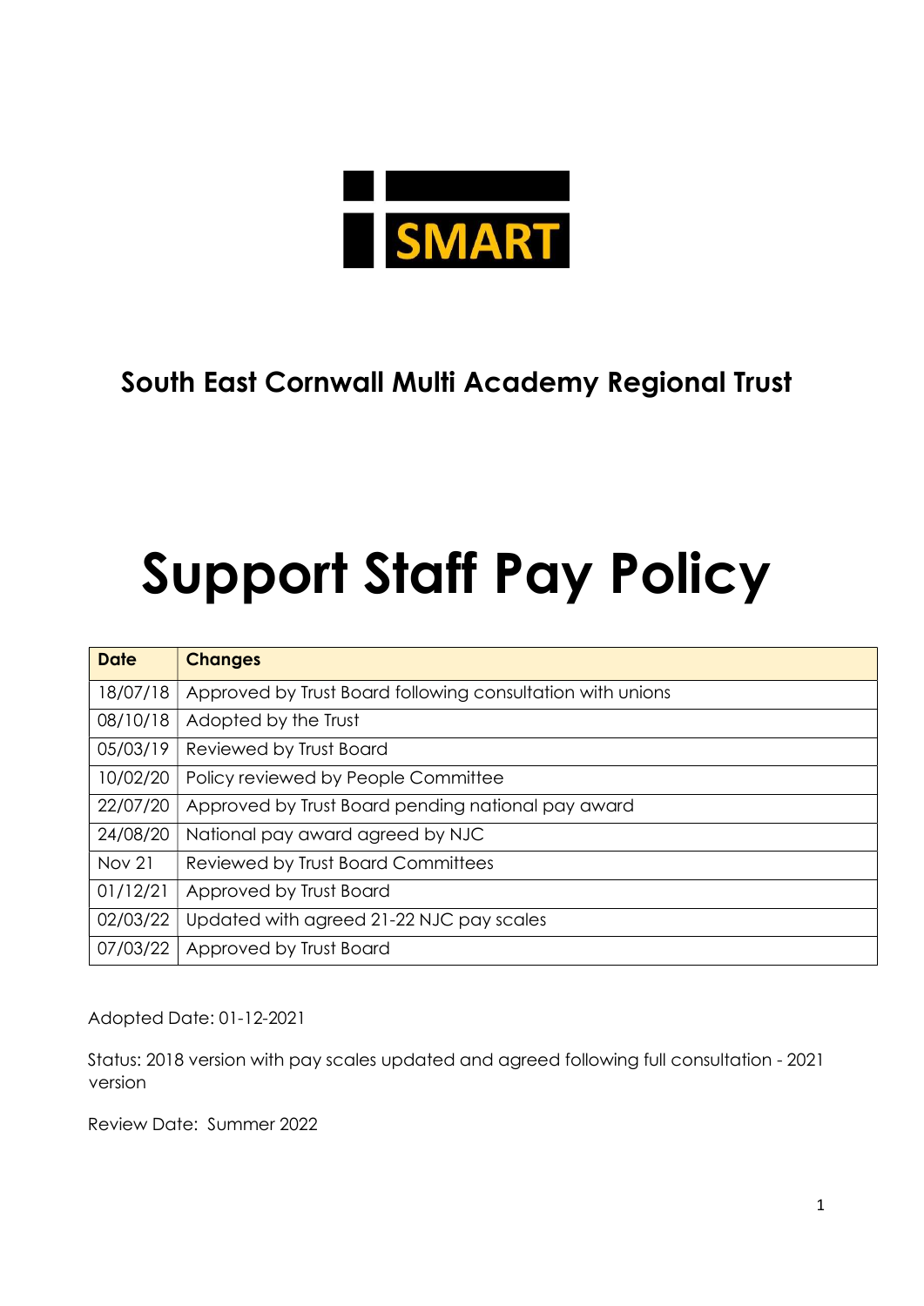SMART

## South East Cornwall Multi Academy Regional Trust

# Support Staff Pay Policy

| Date | Changes |
|---|---|
| 18/07/18 | Approved by Trust Board following consultation with unions |
| 08/10/18 | Adopted by the Trust |
| 05/03/19 | Reviewed by Trust Board |
| 10/02/20 | Policy reviewed by People Committee |
| 22/07/20 | Approved by Trust Board pending national pay award |
| 24/08/20 | National pay award agreed by NJC |
| Nov 21 | Reviewed by Trust Board Committees |
| 01/12/21 | Approved by Trust Board |
| 02/03/22 | Updated with agreed 21-22 NJC pay scales |
| 07/03/22 | Approved by Trust Board |

Adopted Date: 01-12-2021

Status: 2018 version with pay scales updated and agreed following full consultation - 2021 version

Review Date: Summer 2022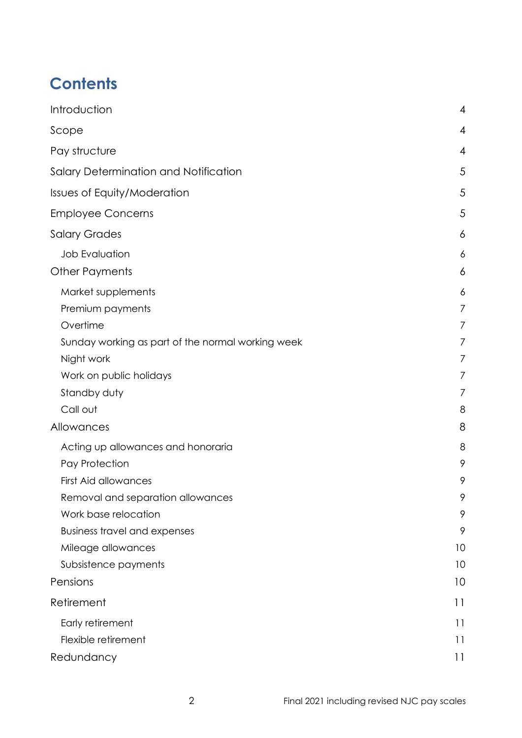# Contents

| | |
|---|---|
| Introduction | 4 |
| Scope | 4 |
| Pay structure | 4 |
| Salary Determination and Notification | 5 |
| Issues of Equity/Moderation | 5 |
| Employee Concerns | 5 |
| Salary Grades | 6 |
| &nbsp;&nbsp;&nbsp;&nbsp;Job Evaluation | 6 |
| Other Payments | 6 |
| &nbsp;&nbsp;&nbsp;&nbsp;Market supplements | 6 |
| &nbsp;&nbsp;&nbsp;&nbsp;Premium payments | 7 |
| &nbsp;&nbsp;&nbsp;&nbsp;Overtime | 7 |
| &nbsp;&nbsp;&nbsp;&nbsp;Sunday working as part of the normal working week | 7 |
| &nbsp;&nbsp;&nbsp;&nbsp;Night work | 7 |
| &nbsp;&nbsp;&nbsp;&nbsp;Work on public holidays | 7 |
| &nbsp;&nbsp;&nbsp;&nbsp;Standby duty | 7 |
| &nbsp;&nbsp;&nbsp;&nbsp;Call out | 8 |
| Allowances | 8 |
| &nbsp;&nbsp;&nbsp;&nbsp;Acting up allowances and honoraria | 8 |
| &nbsp;&nbsp;&nbsp;&nbsp;Pay Protection | 9 |
| &nbsp;&nbsp;&nbsp;&nbsp;First Aid allowances | 9 |
| &nbsp;&nbsp;&nbsp;&nbsp;Removal and separation allowances | 9 |
| &nbsp;&nbsp;&nbsp;&nbsp;Work base relocation | 9 |
| &nbsp;&nbsp;&nbsp;&nbsp;Business travel and expenses | 9 |
| &nbsp;&nbsp;&nbsp;&nbsp;Mileage allowances | 10 |
| &nbsp;&nbsp;&nbsp;&nbsp;Subsistence payments | 10 |
| Pensions | 10 |
| Retirement | 11 |
| &nbsp;&nbsp;&nbsp;&nbsp;Early retirement | 11 |
| &nbsp;&nbsp;&nbsp;&nbsp;Flexible retirement | 11 |
| Redundancy | 11 |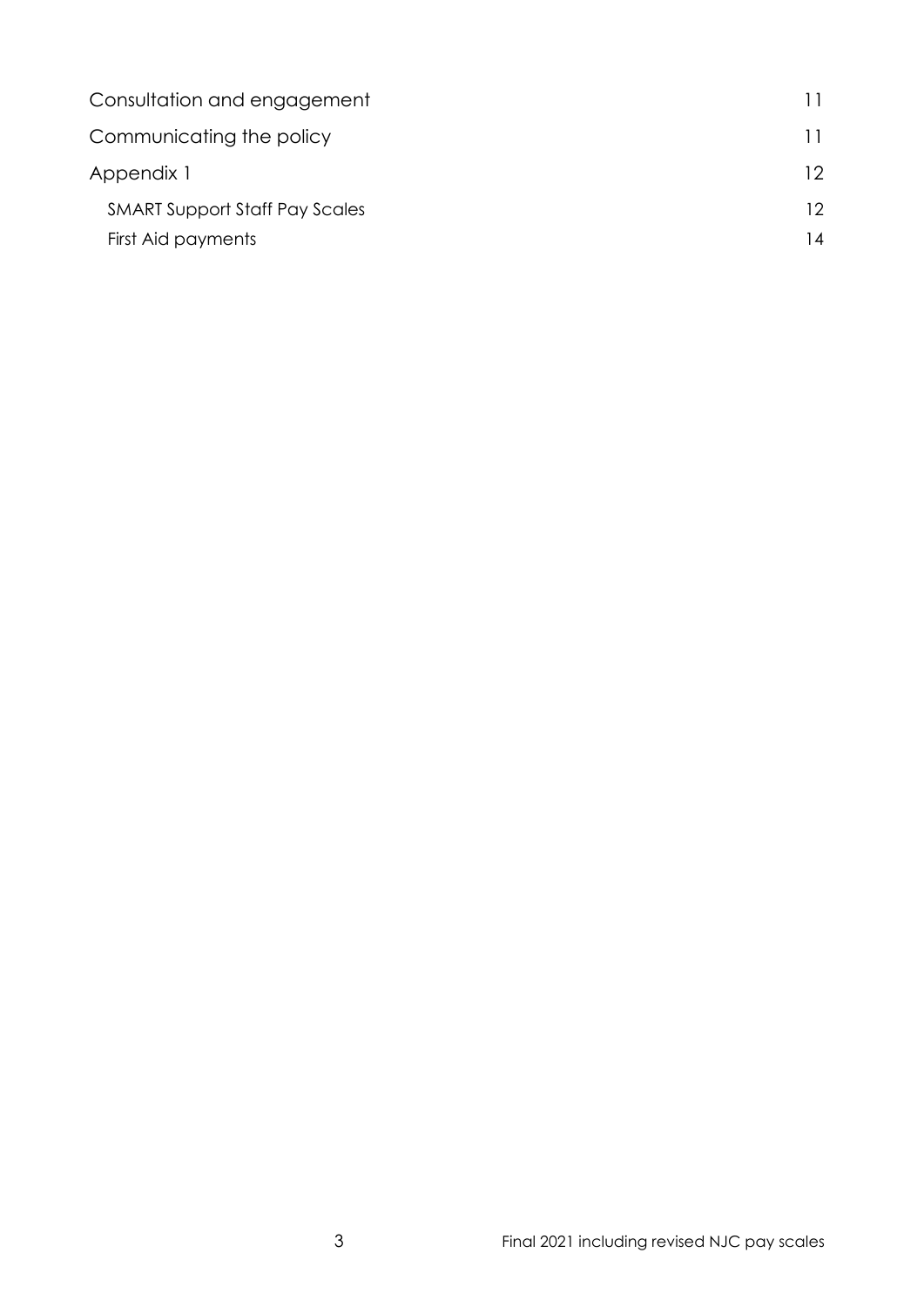Consultation and engagement 11

Communicating the policy 11

Appendix 1 12

- SMART Support Staff Pay Scales 12
- First Aid payments 14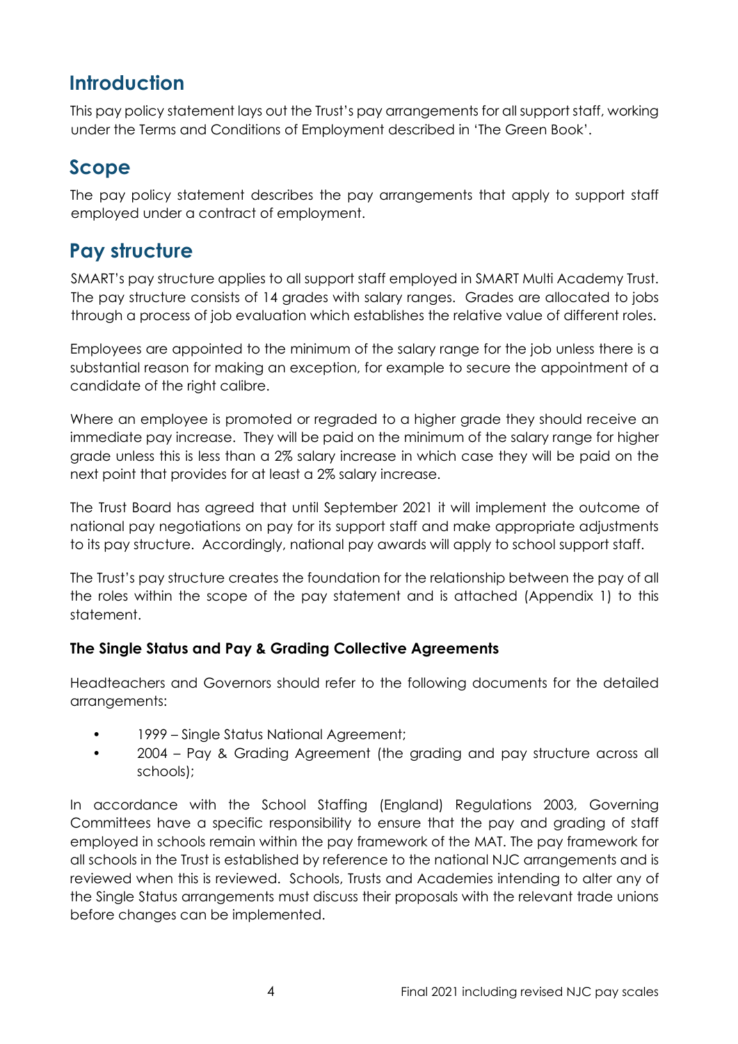## Introduction

This pay policy statement lays out the Trust's pay arrangements for all support staff, working under the Terms and Conditions of Employment described in 'The Green Book'.

## Scope

The pay policy statement describes the pay arrangements that apply to support staff employed under a contract of employment.

## Pay structure

SMART's pay structure applies to all support staff employed in SMART Multi Academy Trust. The pay structure consists of 14 grades with salary ranges. Grades are allocated to jobs through a process of job evaluation which establishes the relative value of different roles.

Employees are appointed to the minimum of the salary range for the job unless there is a substantial reason for making an exception, for example to secure the appointment of a candidate of the right calibre.

Where an employee is promoted or regraded to a higher grade they should receive an immediate pay increase. They will be paid on the minimum of the salary range for higher grade unless this is less than a 2% salary increase in which case they will be paid on the next point that provides for at least a 2% salary increase.

The Trust Board has agreed that until September 2021 it will implement the outcome of national pay negotiations on pay for its support staff and make appropriate adjustments to its pay structure. Accordingly, national pay awards will apply to school support staff.

The Trust's pay structure creates the foundation for the relationship between the pay of all the roles within the scope of the pay statement and is attached (Appendix 1) to this statement.

### The Single Status and Pay & Grading Collective Agreements

Headteachers and Governors should refer to the following documents for the detailed arrangements:

- 1999 – Single Status National Agreement;
- 2004 – Pay & Grading Agreement (the grading and pay structure across all schools);

In accordance with the School Staffing (England) Regulations 2003, Governing Committees have a specific responsibility to ensure that the pay and grading of staff employed in schools remain within the pay framework of the MAT. The pay framework for all schools in the Trust is established by reference to the national NJC arrangements and is reviewed when this is reviewed. Schools, Trusts and Academies intending to alter any of the Single Status arrangements must discuss their proposals with the relevant trade unions before changes can be implemented.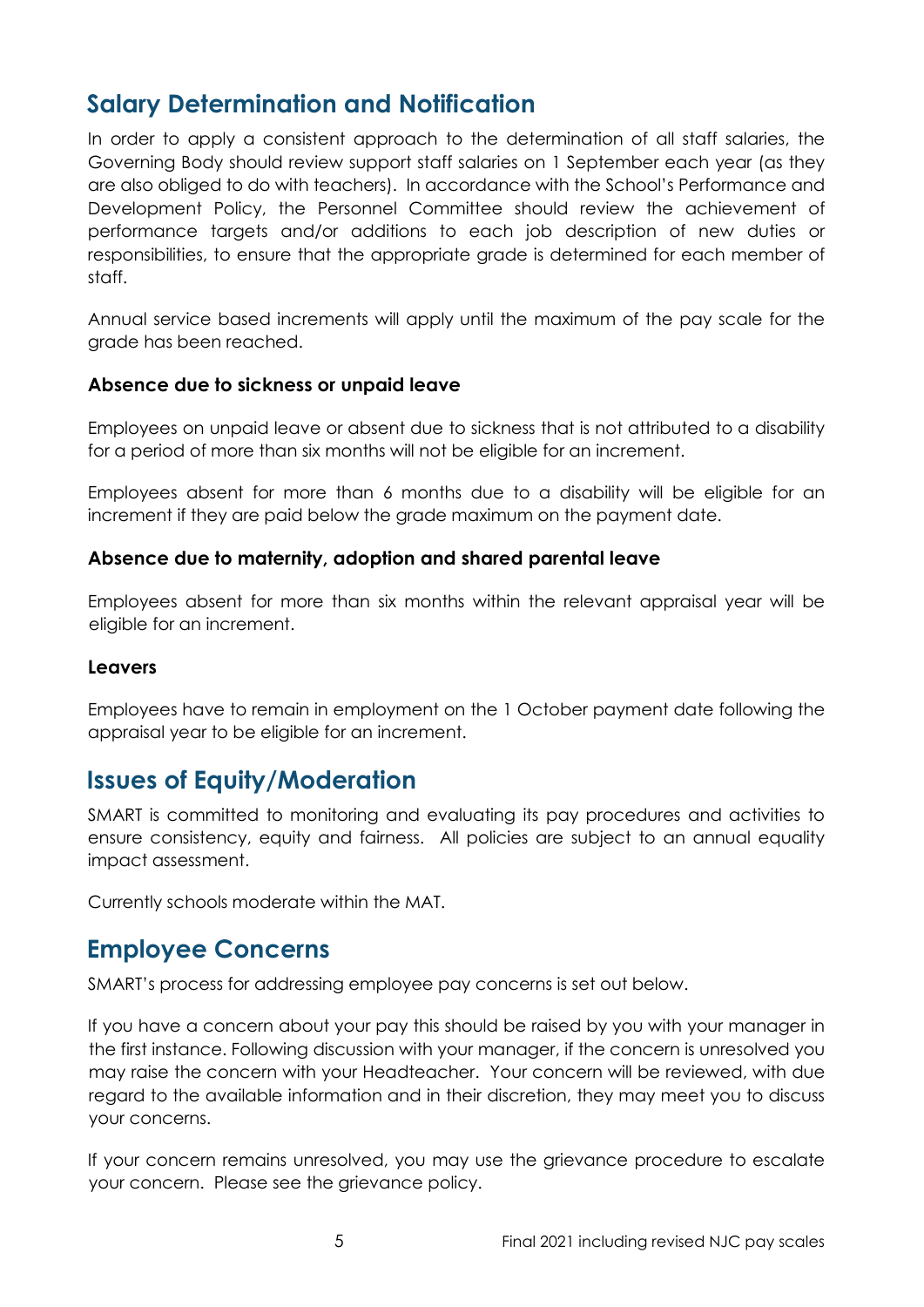## Salary Determination and Notification

In order to apply a consistent approach to the determination of all staff salaries, the Governing Body should review support staff salaries on 1 September each year (as they are also obliged to do with teachers). In accordance with the School's Performance and Development Policy, the Personnel Committee should review the achievement of performance targets and/or additions to each job description of new duties or responsibilities, to ensure that the appropriate grade is determined for each member of staff.

Annual service based increments will apply until the maximum of the pay scale for the grade has been reached.

### Absence due to sickness or unpaid leave

Employees on unpaid leave or absent due to sickness that is not attributed to a disability for a period of more than six months will not be eligible for an increment.

Employees absent for more than 6 months due to a disability will be eligible for an increment if they are paid below the grade maximum on the payment date.

### Absence due to maternity, adoption and shared parental leave

Employees absent for more than six months within the relevant appraisal year will be eligible for an increment.

### Leavers

Employees have to remain in employment on the 1 October payment date following the appraisal year to be eligible for an increment.

## Issues of Equity/Moderation

SMART is committed to monitoring and evaluating its pay procedures and activities to ensure consistency, equity and fairness. All policies are subject to an annual equality impact assessment.

Currently schools moderate within the MAT.

## Employee Concerns

SMART's process for addressing employee pay concerns is set out below.

If you have a concern about your pay this should be raised by you with your manager in the first instance. Following discussion with your manager, if the concern is unresolved you may raise the concern with your Headteacher. Your concern will be reviewed, with due regard to the available information and in their discretion, they may meet you to discuss your concerns.

If your concern remains unresolved, you may use the grievance procedure to escalate your concern. Please see the grievance policy.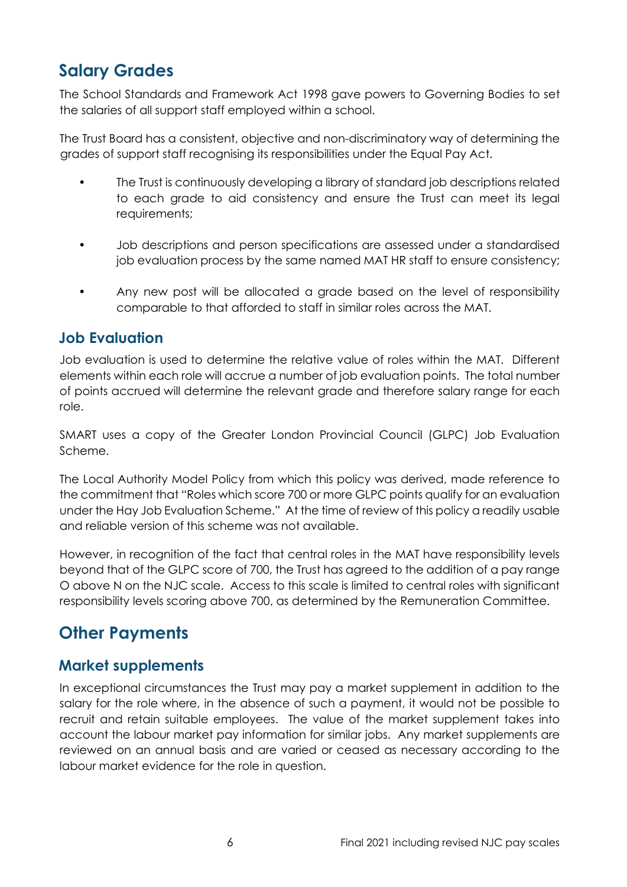## Salary Grades

The School Standards and Framework Act 1998 gave powers to Governing Bodies to set the salaries of all support staff employed within a school.

The Trust Board has a consistent, objective and non-discriminatory way of determining the grades of support staff recognising its responsibilities under the Equal Pay Act.

- The Trust is continuously developing a library of standard job descriptions related to each grade to aid consistency and ensure the Trust can meet its legal requirements;
- Job descriptions and person specifications are assessed under a standardised job evaluation process by the same named MAT HR staff to ensure consistency;
- Any new post will be allocated a grade based on the level of responsibility comparable to that afforded to staff in similar roles across the MAT.

### Job Evaluation

Job evaluation is used to determine the relative value of roles within the MAT. Different elements within each role will accrue a number of job evaluation points. The total number of points accrued will determine the relevant grade and therefore salary range for each role.

SMART uses a copy of the Greater London Provincial Council (GLPC) Job Evaluation Scheme.

The Local Authority Model Policy from which this policy was derived, made reference to the commitment that "Roles which score 700 or more GLPC points qualify for an evaluation under the Hay Job Evaluation Scheme." At the time of review of this policy a readily usable and reliable version of this scheme was not available.

However, in recognition of the fact that central roles in the MAT have responsibility levels beyond that of the GLPC score of 700, the Trust has agreed to the addition of a pay range O above N on the NJC scale. Access to this scale is limited to central roles with significant responsibility levels scoring above 700, as determined by the Remuneration Committee.

## Other Payments

### Market supplements

In exceptional circumstances the Trust may pay a market supplement in addition to the salary for the role where, in the absence of such a payment, it would not be possible to recruit and retain suitable employees. The value of the market supplement takes into account the labour market pay information for similar jobs. Any market supplements are reviewed on an annual basis and are varied or ceased as necessary according to the labour market evidence for the role in question.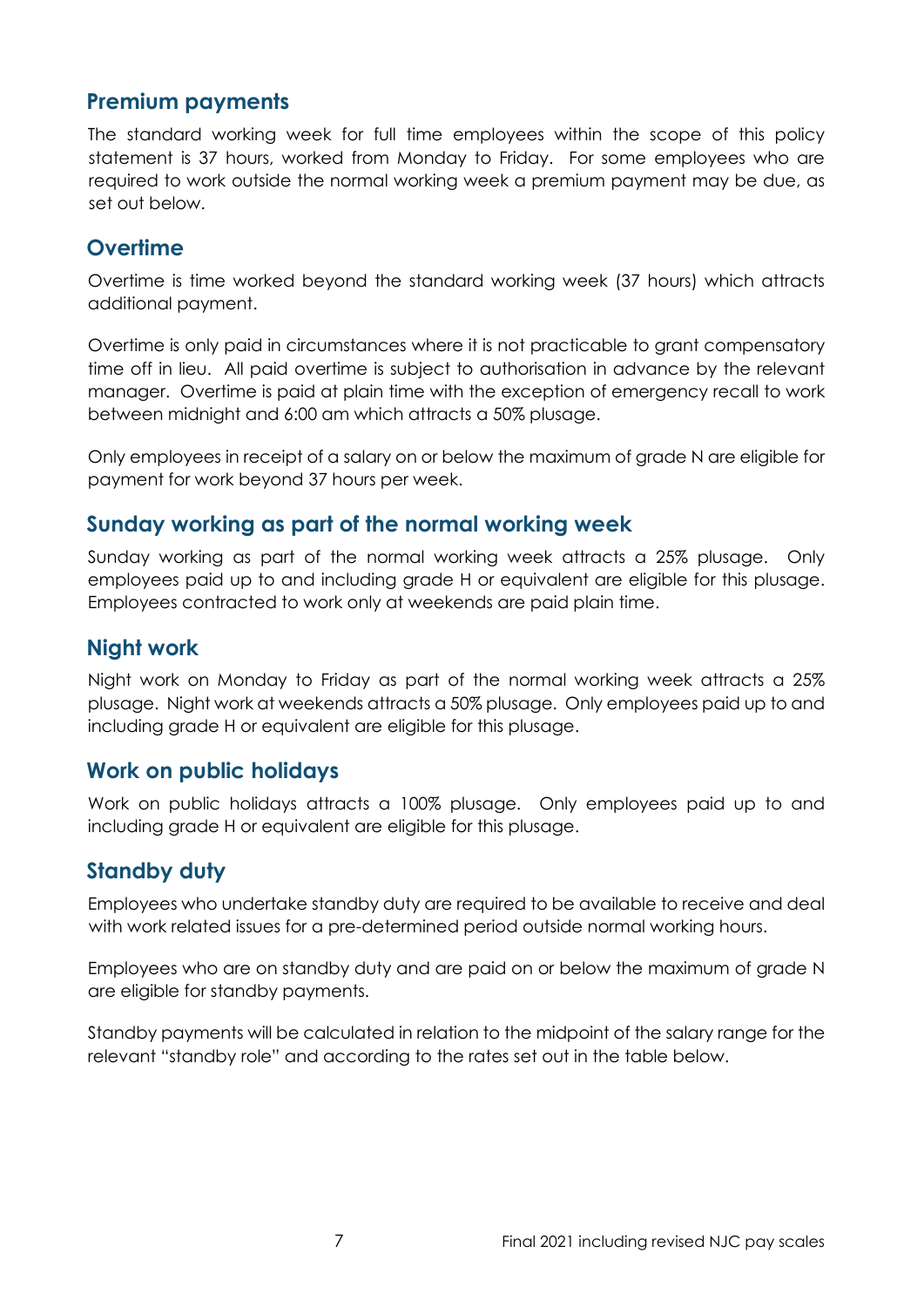## Premium payments

The standard working week for full time employees within the scope of this policy statement is 37 hours, worked from Monday to Friday. For some employees who are required to work outside the normal working week a premium payment may be due, as set out below.

## Overtime

Overtime is time worked beyond the standard working week (37 hours) which attracts additional payment.

Overtime is only paid in circumstances where it is not practicable to grant compensatory time off in lieu. All paid overtime is subject to authorisation in advance by the relevant manager. Overtime is paid at plain time with the exception of emergency recall to work between midnight and 6:00 am which attracts a 50% plusage.

Only employees in receipt of a salary on or below the maximum of grade N are eligible for payment for work beyond 37 hours per week.

## Sunday working as part of the normal working week

Sunday working as part of the normal working week attracts a 25% plusage. Only employees paid up to and including grade H or equivalent are eligible for this plusage. Employees contracted to work only at weekends are paid plain time.

## Night work

Night work on Monday to Friday as part of the normal working week attracts a 25% plusage. Night work at weekends attracts a 50% plusage. Only employees paid up to and including grade H or equivalent are eligible for this plusage.

## Work on public holidays

Work on public holidays attracts a 100% plusage. Only employees paid up to and including grade H or equivalent are eligible for this plusage.

## Standby duty

Employees who undertake standby duty are required to be available to receive and deal with work related issues for a pre-determined period outside normal working hours.

Employees who are on standby duty and are paid on or below the maximum of grade N are eligible for standby payments.

Standby payments will be calculated in relation to the midpoint of the salary range for the relevant "standby role" and according to the rates set out in the table below.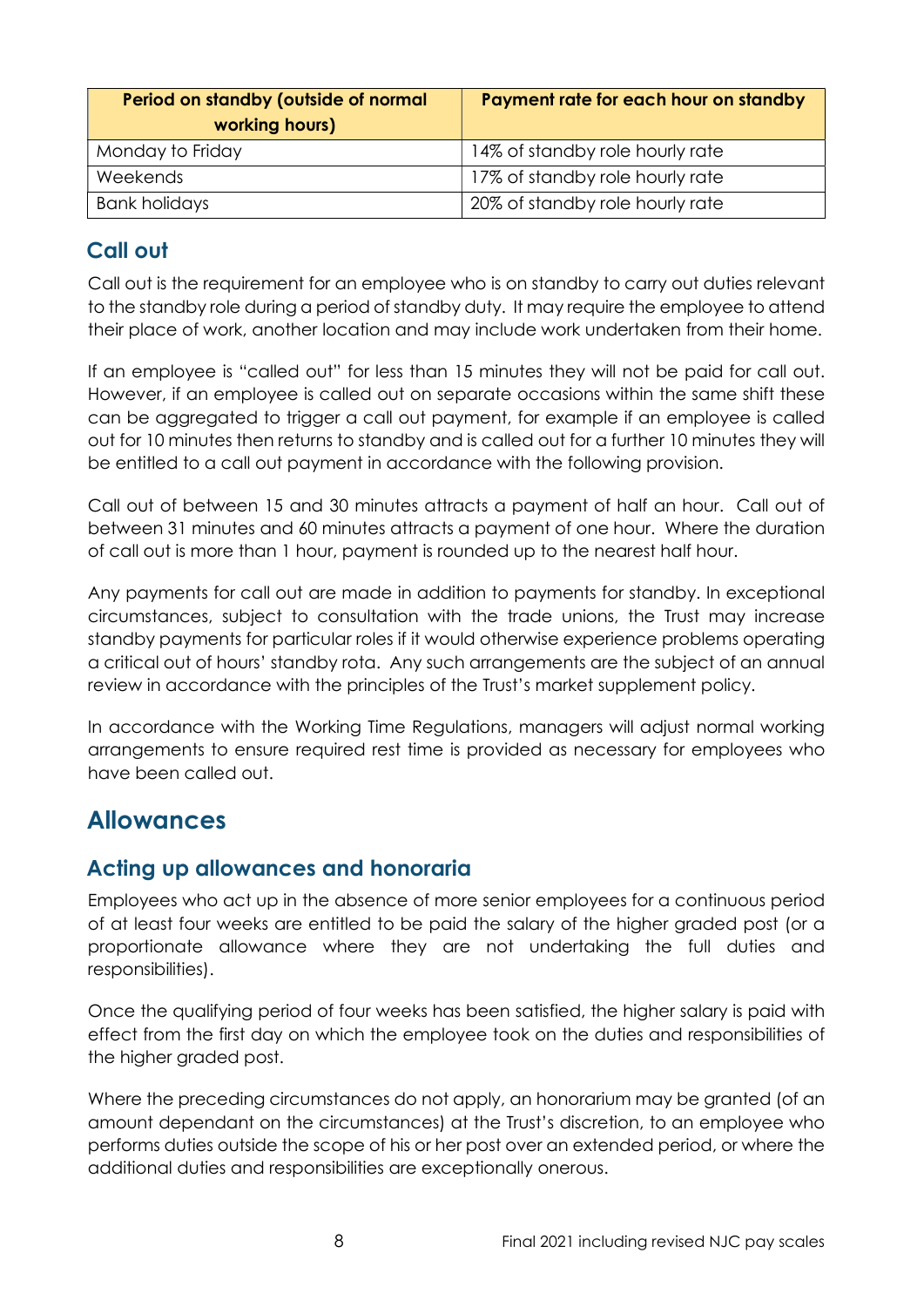| Period on standby (outside of normal working hours) | Payment rate for each hour on standby |
| --- | --- |
| Monday to Friday | 14% of standby role hourly rate |
| Weekends | 17% of standby role hourly rate |
| Bank holidays | 20% of standby role hourly rate |

### Call out

Call out is the requirement for an employee who is on standby to carry out duties relevant to the standby role during a period of standby duty. It may require the employee to attend their place of work, another location and may include work undertaken from their home.

If an employee is "called out" for less than 15 minutes they will not be paid for call out. However, if an employee is called out on separate occasions within the same shift these can be aggregated to trigger a call out payment, for example if an employee is called out for 10 minutes then returns to standby and is called out for a further 10 minutes they will be entitled to a call out payment in accordance with the following provision.

Call out of between 15 and 30 minutes attracts a payment of half an hour. Call out of between 31 minutes and 60 minutes attracts a payment of one hour. Where the duration of call out is more than 1 hour, payment is rounded up to the nearest half hour.

Any payments for call out are made in addition to payments for standby. In exceptional circumstances, subject to consultation with the trade unions, the Trust may increase standby payments for particular roles if it would otherwise experience problems operating a critical out of hours' standby rota. Any such arrangements are the subject of an annual review in accordance with the principles of the Trust's market supplement policy.

In accordance with the Working Time Regulations, managers will adjust normal working arrangements to ensure required rest time is provided as necessary for employees who have been called out.

## Allowances

### Acting up allowances and honoraria

Employees who act up in the absence of more senior employees for a continuous period of at least four weeks are entitled to be paid the salary of the higher graded post (or a proportionate allowance where they are not undertaking the full duties and responsibilities).

Once the qualifying period of four weeks has been satisfied, the higher salary is paid with effect from the first day on which the employee took on the duties and responsibilities of the higher graded post.

Where the preceding circumstances do not apply, an honorarium may be granted (of an amount dependant on the circumstances) at the Trust's discretion, to an employee who performs duties outside the scope of his or her post over an extended period, or where the additional duties and responsibilities are exceptionally onerous.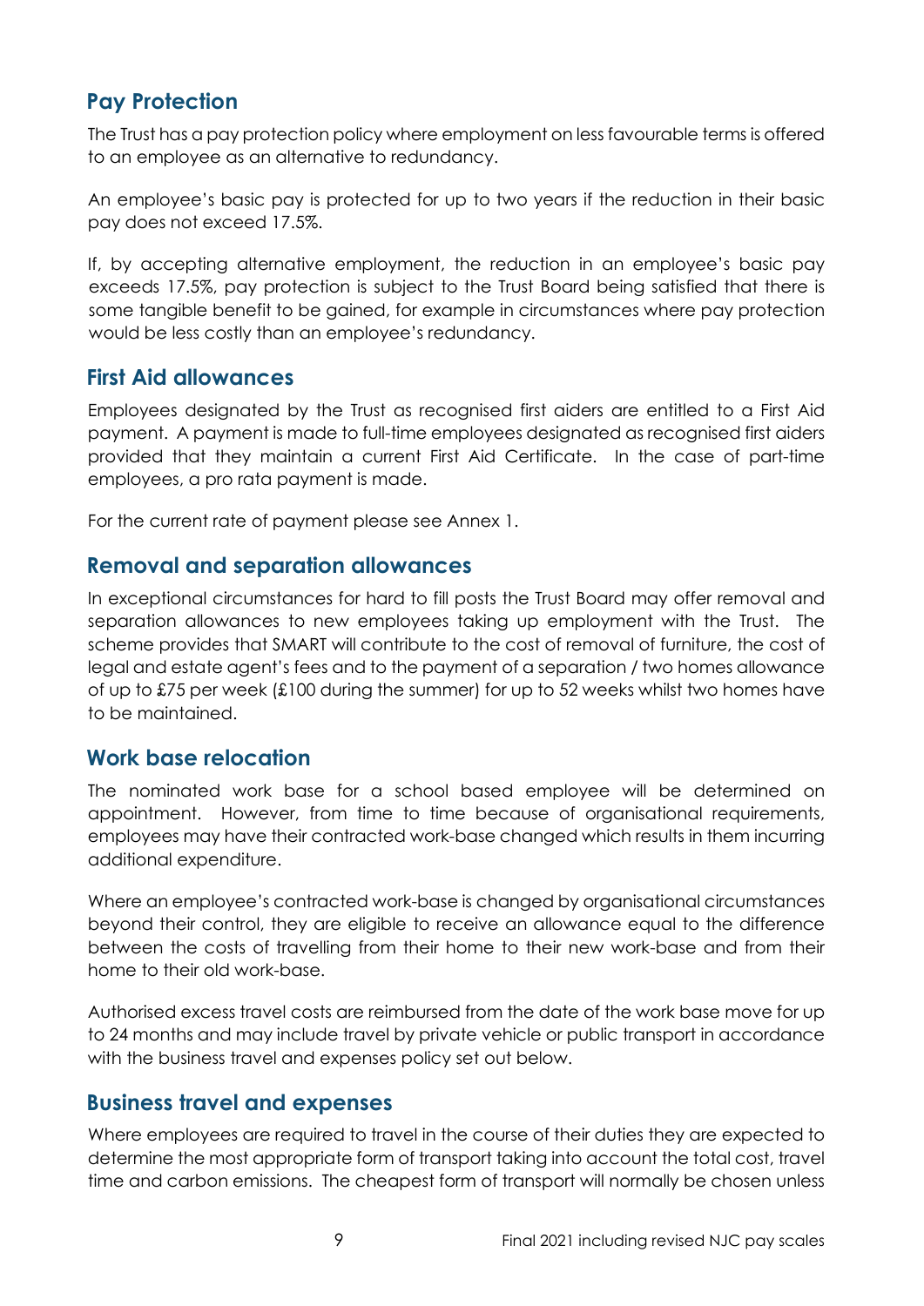## Pay Protection

The Trust has a pay protection policy where employment on less favourable terms is offered to an employee as an alternative to redundancy.

An employee's basic pay is protected for up to two years if the reduction in their basic pay does not exceed 17.5%.

If, by accepting alternative employment, the reduction in an employee's basic pay exceeds 17.5%, pay protection is subject to the Trust Board being satisfied that there is some tangible benefit to be gained, for example in circumstances where pay protection would be less costly than an employee's redundancy.

## First Aid allowances

Employees designated by the Trust as recognised first aiders are entitled to a First Aid payment. A payment is made to full-time employees designated as recognised first aiders provided that they maintain a current First Aid Certificate. In the case of part-time employees, a pro rata payment is made.

For the current rate of payment please see Annex 1.

## Removal and separation allowances

In exceptional circumstances for hard to fill posts the Trust Board may offer removal and separation allowances to new employees taking up employment with the Trust. The scheme provides that SMART will contribute to the cost of removal of furniture, the cost of legal and estate agent's fees and to the payment of a separation / two homes allowance of up to £75 per week (£100 during the summer) for up to 52 weeks whilst two homes have to be maintained.

## Work base relocation

The nominated work base for a school based employee will be determined on appointment. However, from time to time because of organisational requirements, employees may have their contracted work-base changed which results in them incurring additional expenditure.

Where an employee's contracted work-base is changed by organisational circumstances beyond their control, they are eligible to receive an allowance equal to the difference between the costs of travelling from their home to their new work-base and from their home to their old work-base.

Authorised excess travel costs are reimbursed from the date of the work base move for up to 24 months and may include travel by private vehicle or public transport in accordance with the business travel and expenses policy set out below.

## Business travel and expenses

Where employees are required to travel in the course of their duties they are expected to determine the most appropriate form of transport taking into account the total cost, travel time and carbon emissions. The cheapest form of transport will normally be chosen unless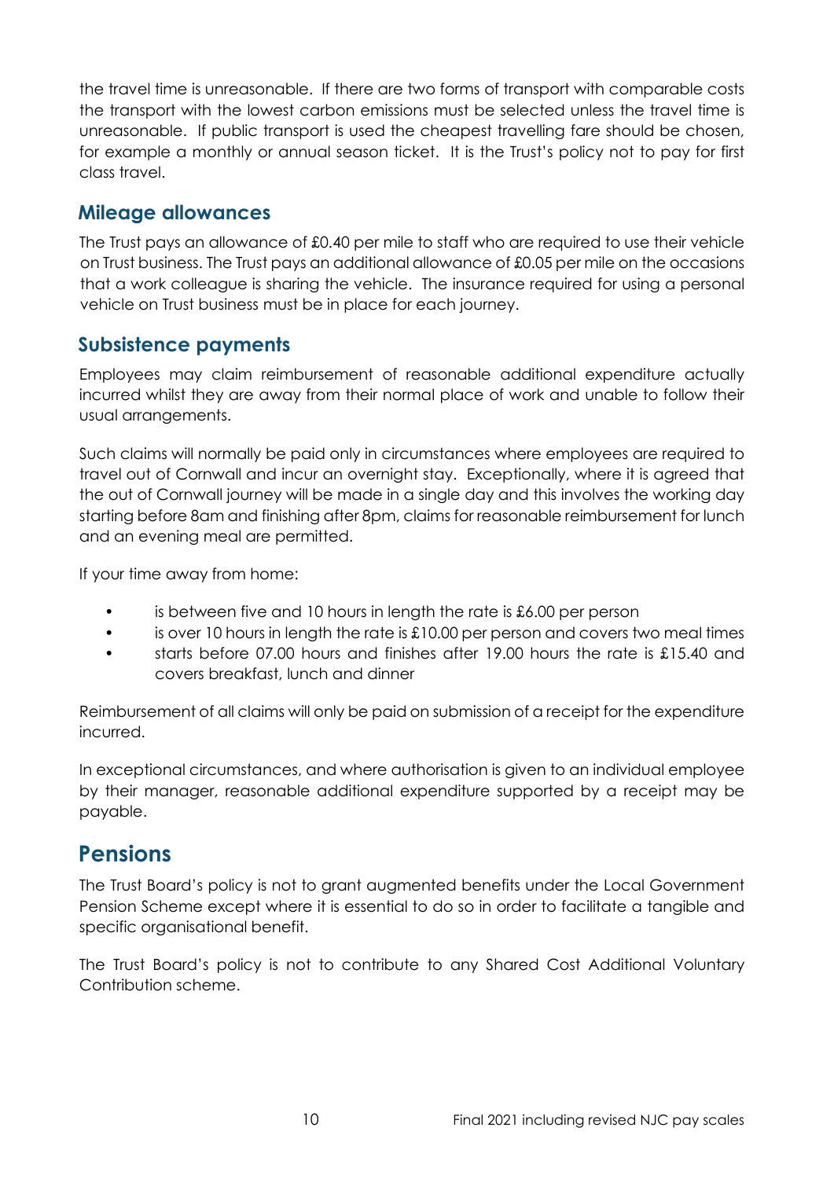the travel time is unreasonable. If there are two forms of transport with comparable costs the transport with the lowest carbon emissions must be selected unless the travel time is unreasonable. If public transport is used the cheapest travelling fare should be chosen, for example a monthly or annual season ticket. It is the Trust's policy not to pay for first class travel.

## Mileage allowances

The Trust pays an allowance of £0.40 per mile to staff who are required to use their vehicle on Trust business. The Trust pays an additional allowance of £0.05 per mile on the occasions that a work colleague is sharing the vehicle. The insurance required for using a personal vehicle on Trust business must be in place for each journey.

## Subsistence payments

Employees may claim reimbursement of reasonable additional expenditure actually incurred whilst they are away from their normal place of work and unable to follow their usual arrangements.

Such claims will normally be paid only in circumstances where employees are required to travel out of Cornwall and incur an overnight stay. Exceptionally, where it is agreed that the out of Cornwall journey will be made in a single day and this involves the working day starting before 8am and finishing after 8pm, claims for reasonable reimbursement for lunch and an evening meal are permitted.

If your time away from home:

- is between five and 10 hours in length the rate is £6.00 per person
- is over 10 hours in length the rate is £10.00 per person and covers two meal times
- starts before 07.00 hours and finishes after 19.00 hours the rate is £15.40 and covers breakfast, lunch and dinner

Reimbursement of all claims will only be paid on submission of a receipt for the expenditure incurred.

In exceptional circumstances, and where authorisation is given to an individual employee by their manager, reasonable additional expenditure supported by a receipt may be payable.

# Pensions

The Trust Board's policy is not to grant augmented benefits under the Local Government Pension Scheme except where it is essential to do so in order to facilitate a tangible and specific organisational benefit.

The Trust Board's policy is not to contribute to any Shared Cost Additional Voluntary Contribution scheme.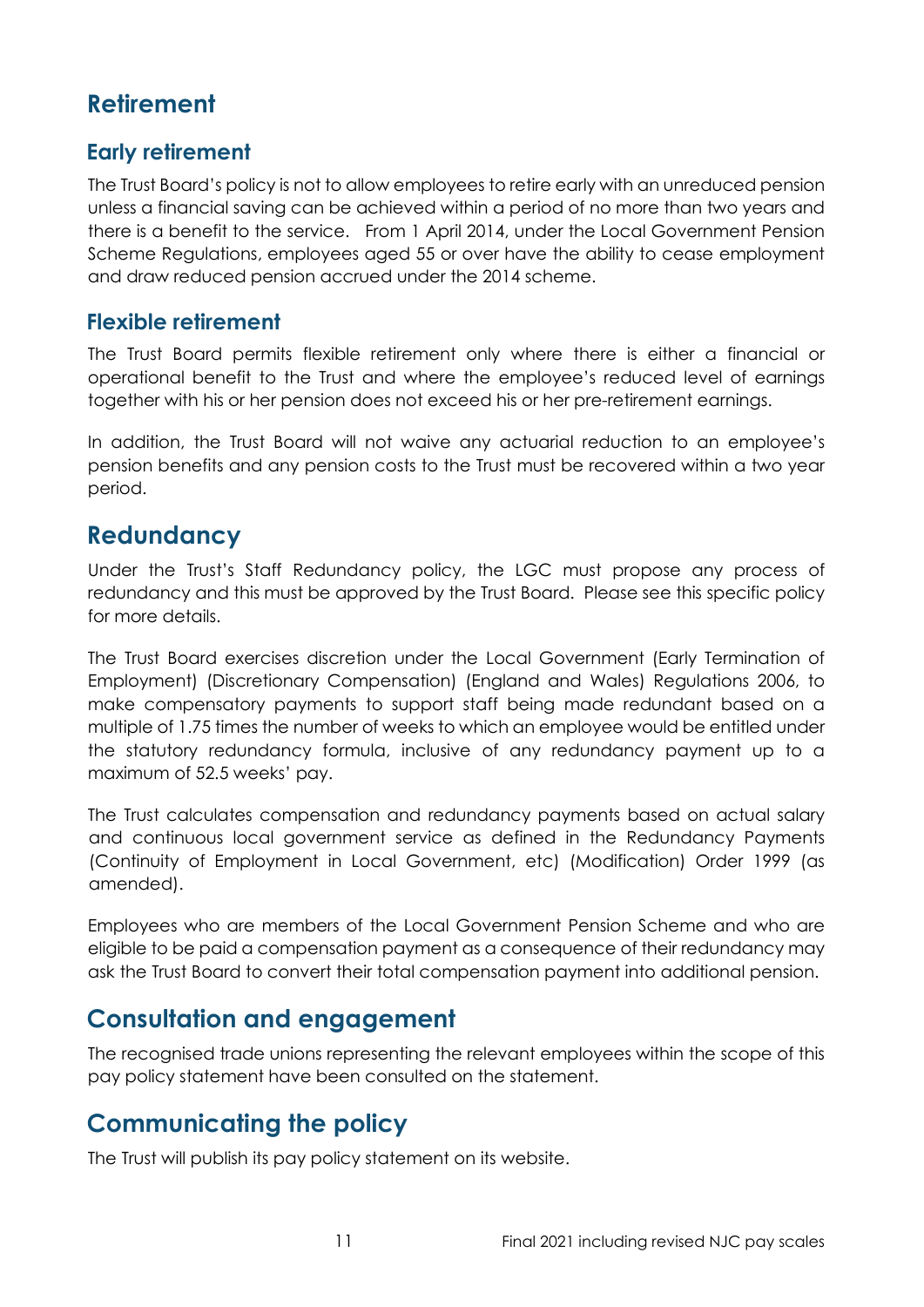## Retirement

### Early retirement

The Trust Board's policy is not to allow employees to retire early with an unreduced pension unless a financial saving can be achieved within a period of no more than two years and there is a benefit to the service. From 1 April 2014, under the Local Government Pension Scheme Regulations, employees aged 55 or over have the ability to cease employment and draw reduced pension accrued under the 2014 scheme.

### Flexible retirement

The Trust Board permits flexible retirement only where there is either a financial or operational benefit to the Trust and where the employee's reduced level of earnings together with his or her pension does not exceed his or her pre-retirement earnings.

In addition, the Trust Board will not waive any actuarial reduction to an employee's pension benefits and any pension costs to the Trust must be recovered within a two year period.

## Redundancy

Under the Trust's Staff Redundancy policy, the LGC must propose any process of redundancy and this must be approved by the Trust Board. Please see this specific policy for more details.

The Trust Board exercises discretion under the Local Government (Early Termination of Employment) (Discretionary Compensation) (England and Wales) Regulations 2006, to make compensatory payments to support staff being made redundant based on a multiple of 1.75 times the number of weeks to which an employee would be entitled under the statutory redundancy formula, inclusive of any redundancy payment up to a maximum of 52.5 weeks' pay.

The Trust calculates compensation and redundancy payments based on actual salary and continuous local government service as defined in the Redundancy Payments (Continuity of Employment in Local Government, etc) (Modification) Order 1999 (as amended).

Employees who are members of the Local Government Pension Scheme and who are eligible to be paid a compensation payment as a consequence of their redundancy may ask the Trust Board to convert their total compensation payment into additional pension.

## Consultation and engagement

The recognised trade unions representing the relevant employees within the scope of this pay policy statement have been consulted on the statement.

## Communicating the policy

The Trust will publish its pay policy statement on its website.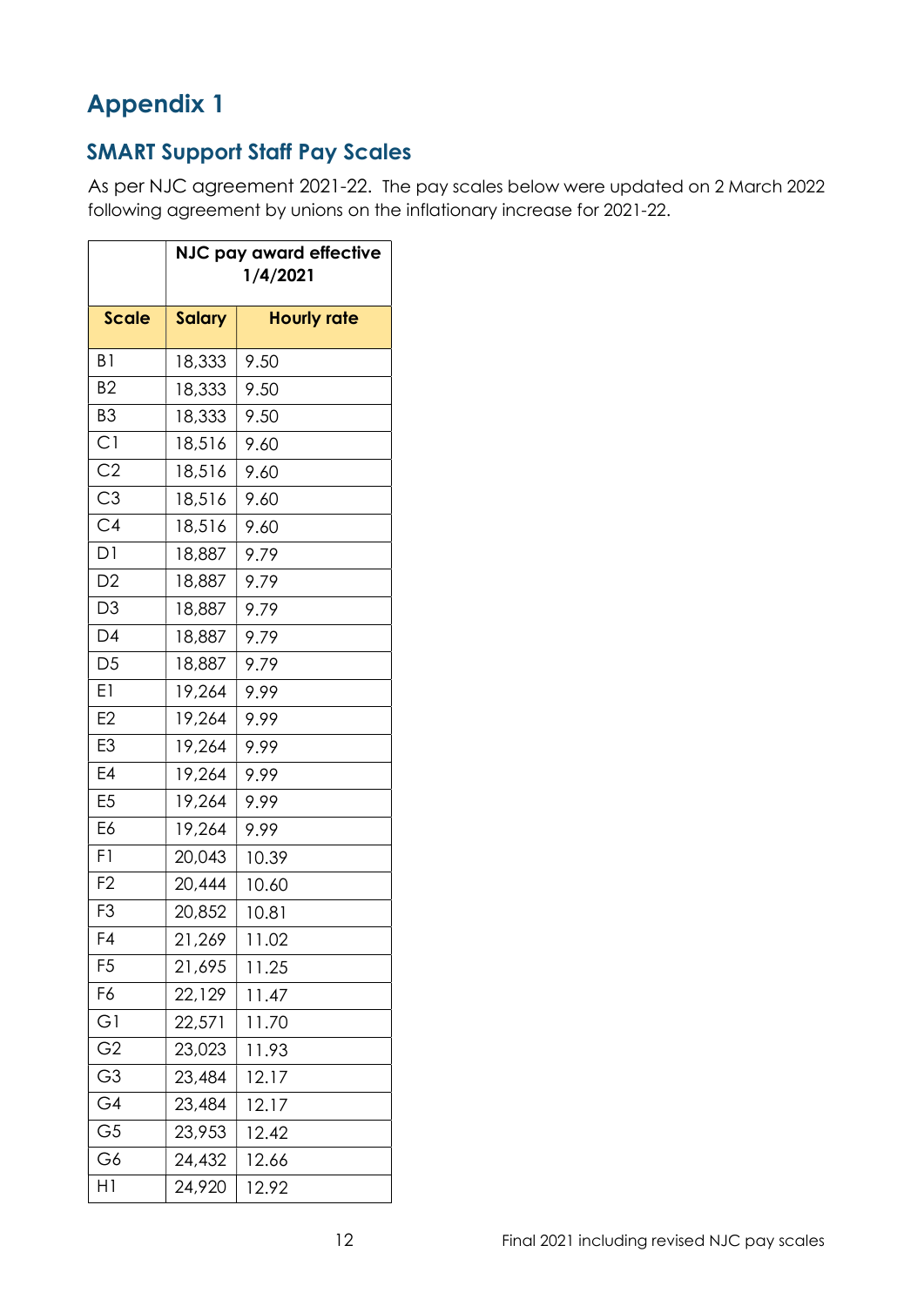# Appendix 1

## SMART Support Staff Pay Scales

As per NJC agreement 2021-22. The pay scales below were updated on 2 March 2022 following agreement by unions on the inflationary increase for 2021-22.

| | NJC pay award effective 1/4/2021 | |
|---|---|---|
| **Scale** | **Salary** | **Hourly rate** |
| B1 | 18,333 | 9.50 |
| B2 | 18,333 | 9.50 |
| B3 | 18,333 | 9.50 |
| C1 | 18,516 | 9.60 |
| C2 | 18,516 | 9.60 |
| C3 | 18,516 | 9.60 |
| C4 | 18,516 | 9.60 |
| D1 | 18,887 | 9.79 |
| D2 | 18,887 | 9.79 |
| D3 | 18,887 | 9.79 |
| D4 | 18,887 | 9.79 |
| D5 | 18,887 | 9.79 |
| E1 | 19,264 | 9.99 |
| E2 | 19,264 | 9.99 |
| E3 | 19,264 | 9.99 |
| E4 | 19,264 | 9.99 |
| E5 | 19,264 | 9.99 |
| E6 | 19,264 | 9.99 |
| F1 | 20,043 | 10.39 |
| F2 | 20,444 | 10.60 |
| F3 | 20,852 | 10.81 |
| F4 | 21,269 | 11.02 |
| F5 | 21,695 | 11.25 |
| F6 | 22,129 | 11.47 |
| G1 | 22,571 | 11.70 |
| G2 | 23,023 | 11.93 |
| G3 | 23,484 | 12.17 |
| G4 | 23,484 | 12.17 |
| G5 | 23,953 | 12.42 |
| G6 | 24,432 | 12.66 |
| H1 | 24,920 | 12.92 |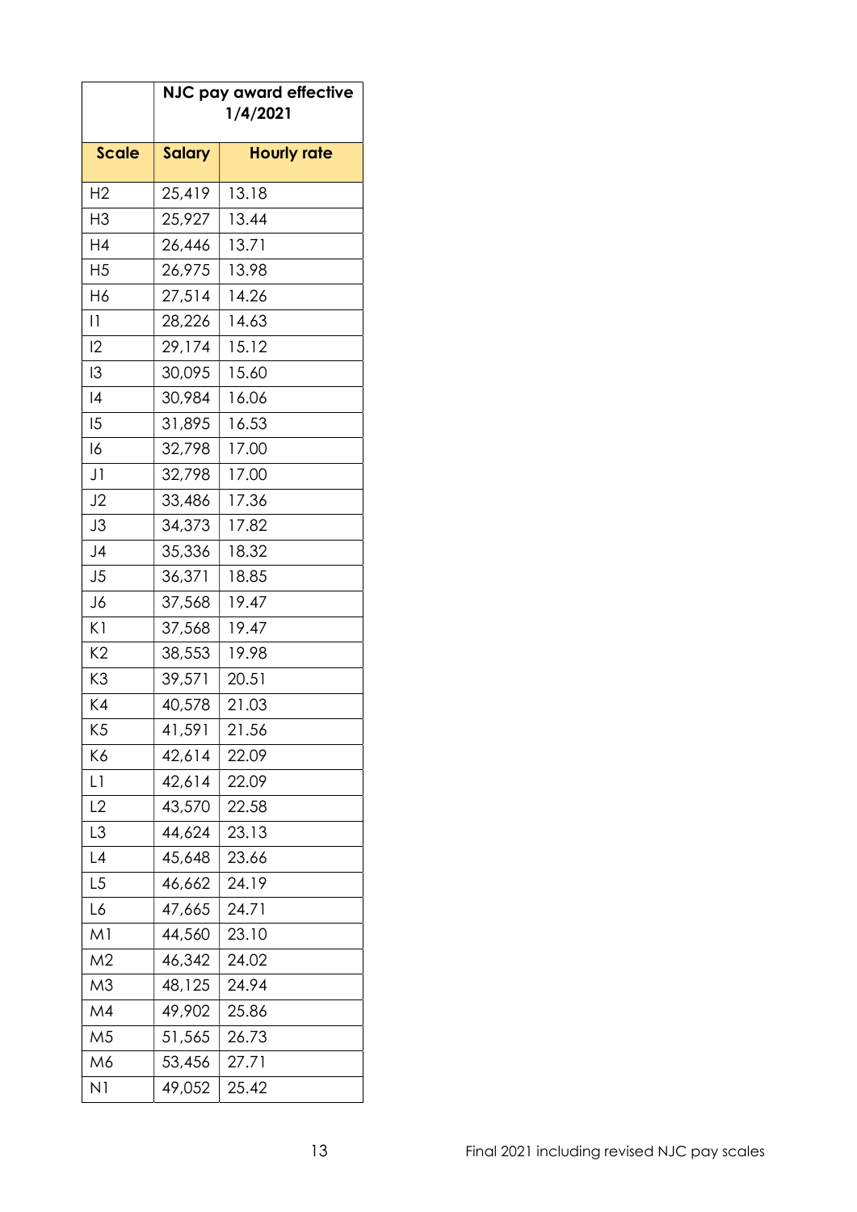| | NJC pay award effective 1/4/2021 | |
|---|---|---|
| **Scale** | **Salary** | **Hourly rate** |
| H2 | 25,419 | 13.18 |
| H3 | 25,927 | 13.44 |
| H4 | 26,446 | 13.71 |
| H5 | 26,975 | 13.98 |
| H6 | 27,514 | 14.26 |
| I1 | 28,226 | 14.63 |
| I2 | 29,174 | 15.12 |
| I3 | 30,095 | 15.60 |
| I4 | 30,984 | 16.06 |
| I5 | 31,895 | 16.53 |
| I6 | 32,798 | 17.00 |
| J1 | 32,798 | 17.00 |
| J2 | 33,486 | 17.36 |
| J3 | 34,373 | 17.82 |
| J4 | 35,336 | 18.32 |
| J5 | 36,371 | 18.85 |
| J6 | 37,568 | 19.47 |
| K1 | 37,568 | 19.47 |
| K2 | 38,553 | 19.98 |
| K3 | 39,571 | 20.51 |
| K4 | 40,578 | 21.03 |
| K5 | 41,591 | 21.56 |
| K6 | 42,614 | 22.09 |
| L1 | 42,614 | 22.09 |
| L2 | 43,570 | 22.58 |
| L3 | 44,624 | 23.13 |
| L4 | 45,648 | 23.66 |
| L5 | 46,662 | 24.19 |
| L6 | 47,665 | 24.71 |
| M1 | 44,560 | 23.10 |
| M2 | 46,342 | 24.02 |
| M3 | 48,125 | 24.94 |
| M4 | 49,902 | 25.86 |
| M5 | 51,565 | 26.73 |
| M6 | 53,456 | 27.71 |
| N1 | 49,052 | 25.42 |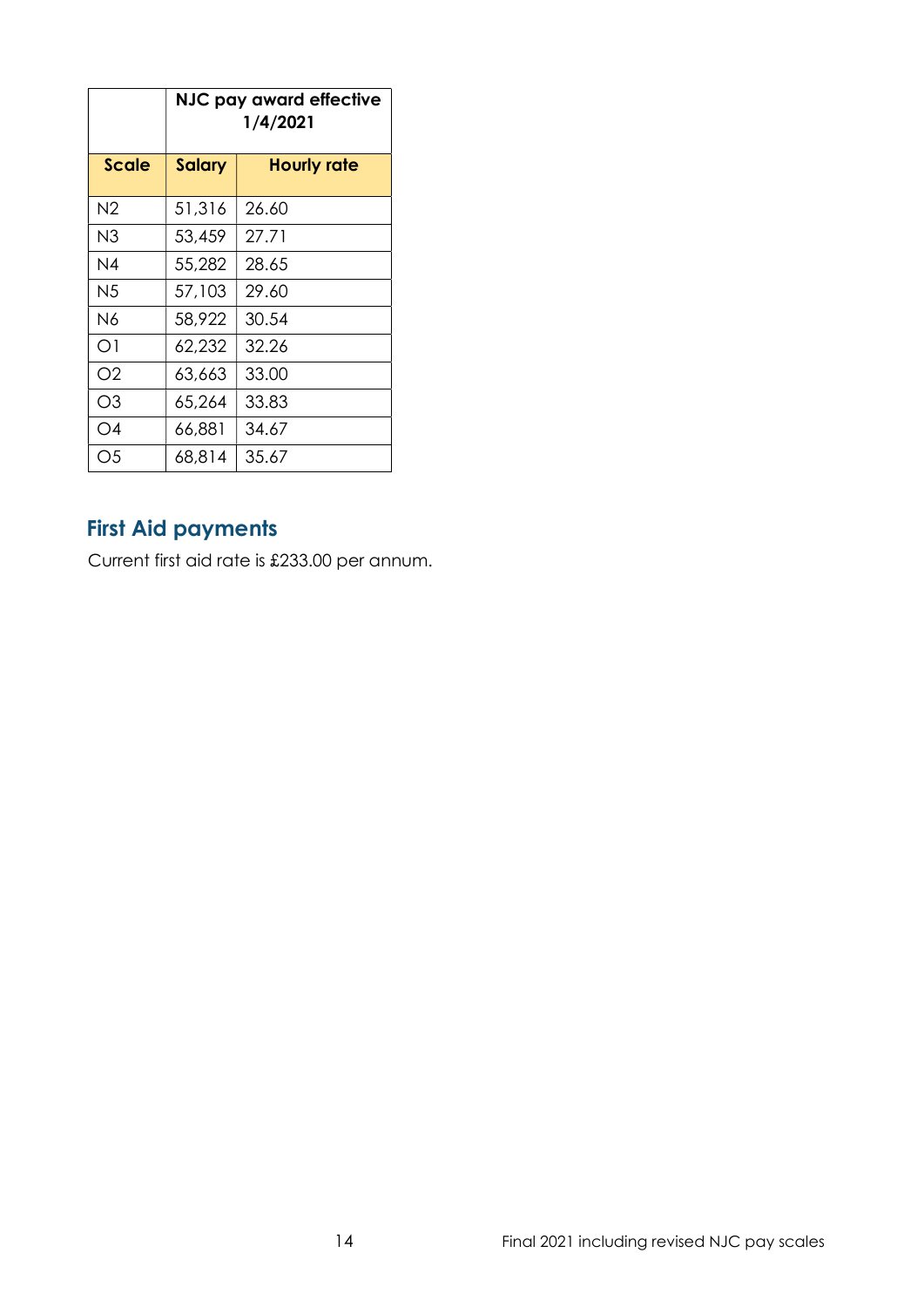| | NJC pay award effective 1/4/2021 | |
|---|---|---|
| **Scale** | **Salary** | **Hourly rate** |
| N2 | 51,316 | 26.60 |
| N3 | 53,459 | 27.71 |
| N4 | 55,282 | 28.65 |
| N5 | 57,103 | 29.60 |
| N6 | 58,922 | 30.54 |
| O1 | 62,232 | 32.26 |
| O2 | 63,663 | 33.00 |
| O3 | 65,264 | 33.83 |
| O4 | 66,881 | 34.67 |
| O5 | 68,814 | 35.67 |

## First Aid payments

Current first aid rate is £233.00 per annum.